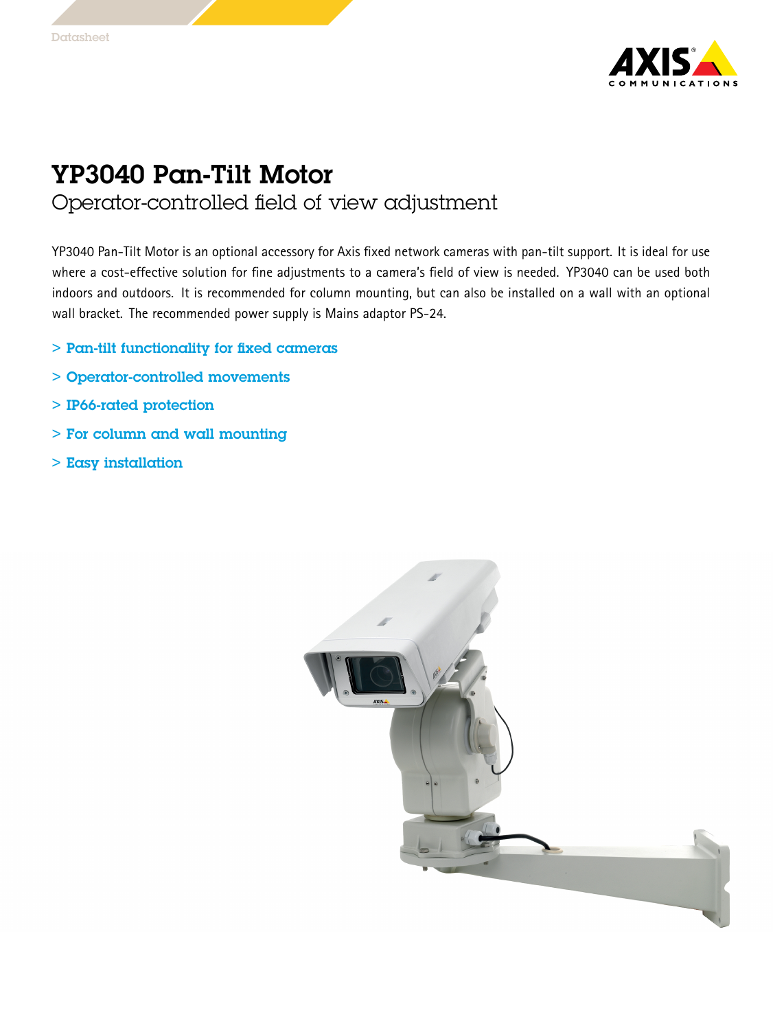# YP3040 Pan-Tilt Motor

## Operator-controlled field of view adjustment

YP3040 Pan-Tilt Motor is an optional accessory for Axis fixed network cameras with pan-tilt support. It is ideal for use where a cost-effective solution for fine adjustments to a camera's field of view is needed. YP3040 can be used both indoors and outdoors. It is recommended for column mounting, but can also be installed on a wall with an optional wall bracket. The recommended power supply is Mains adaptor PS-24.

> Pan-tilt functionality for fixed cameras

> Operator-controlled movements

> IP66-rated protection

> For column and wall mounting

> Easy installation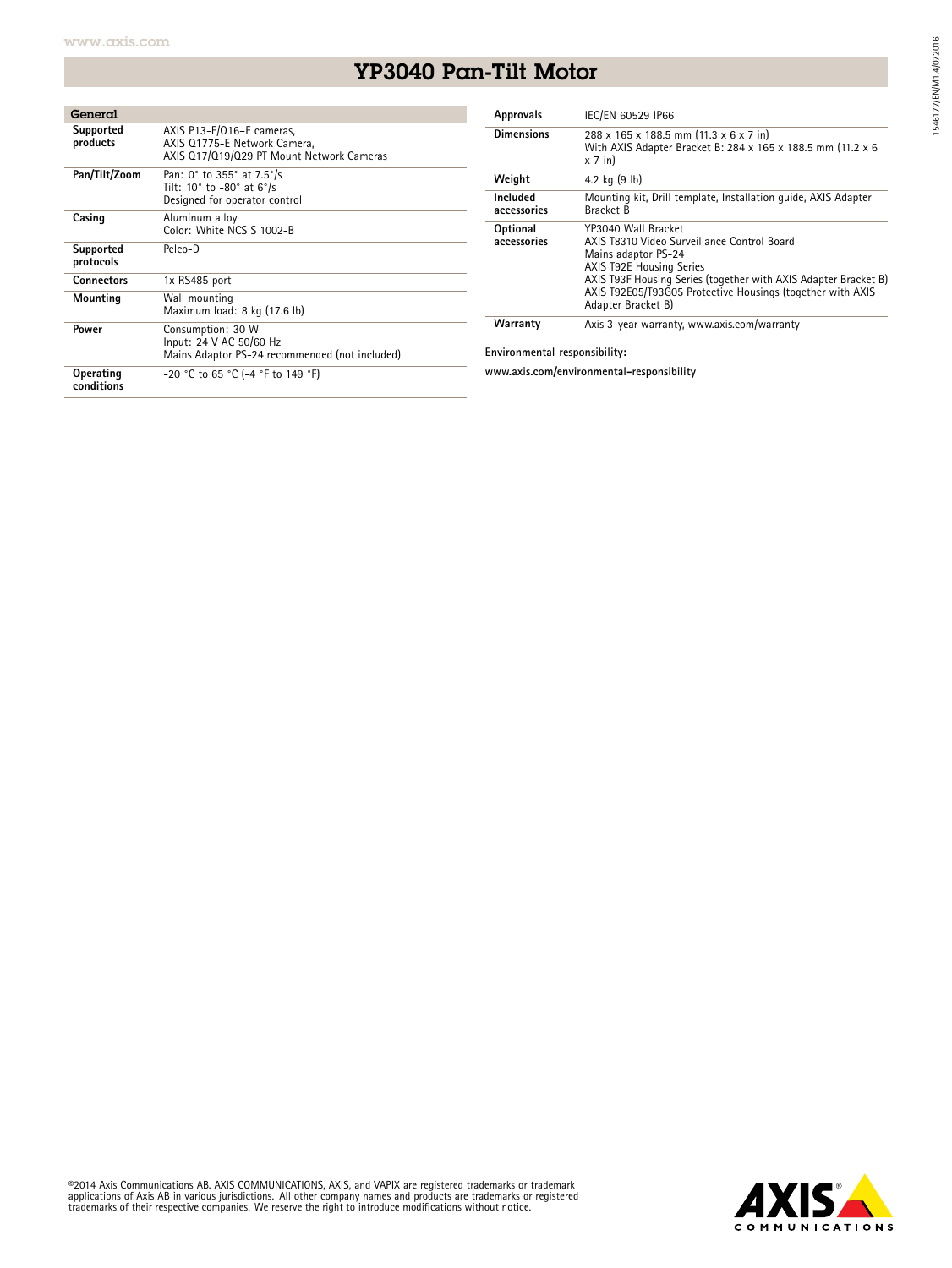# YP3040 Pan-Tilt Motor

## General

| | |
|---|---|
| **Supported products** | AXIS P13-E/Q16-E cameras,<br>AXIS Q1775-E Network Camera,<br>AXIS Q17/Q19/Q29 PT Mount Network Cameras |
| **Pan/Tilt/Zoom** | Pan: 0° to 355° at 7.5°/s<br>Tilt: 10° to -80° at 6°/s<br>Designed for operator control |
| **Casing** | Aluminum alloy<br>Color: White NCS S 1002-B |
| **Supported protocols** | Pelco-D |
| **Connectors** | 1x RS485 port |
| **Mounting** | Wall mounting<br>Maximum load: 8 kg (17.6 lb) |
| **Power** | Consumption: 30 W<br>Input: 24 V AC 50/60 Hz<br>Mains Adaptor PS-24 recommended (not included) |
| **Operating conditions** | -20 °C to 65 °C (-4 °F to 149 °F) |
| **Approvals** | IEC/EN 60529 IP66 |
| **Dimensions** | 288 x 165 x 188.5 mm (11.3 x 6 x 7 in)<br>With AXIS Adapter Bracket B: 284 x 165 x 188.5 mm (11.2 x 6 x 7 in) |
| **Weight** | 4.2 kg (9 lb) |
| **Included accessories** | Mounting kit, Drill template, Installation guide, AXIS Adapter Bracket B |
| **Optional accessories** | YP3040 Wall Bracket<br>AXIS T8310 Video Surveillance Control Board<br>Mains adaptor PS-24<br>AXIS T92E Housing Series<br>AXIS T93F Housing Series (together with AXIS Adapter Bracket B)<br>AXIS T92E05/T93G05 Protective Housings (together with AXIS Adapter Bracket B) |
| **Warranty** | Axis 3-year warranty, www.axis.com/warranty |

**Environmental responsibility:**

**www.axis.com/environmental-responsibility**

©2014 Axis Communications AB. AXIS COMMUNICATIONS, AXIS, and VAPIX are registered trademarks or trademark applications of Axis AB in various jurisdictions. All other company names and products are trademarks or registered trademarks of their respective companies. We reserve the right to introduce modifications without notice.